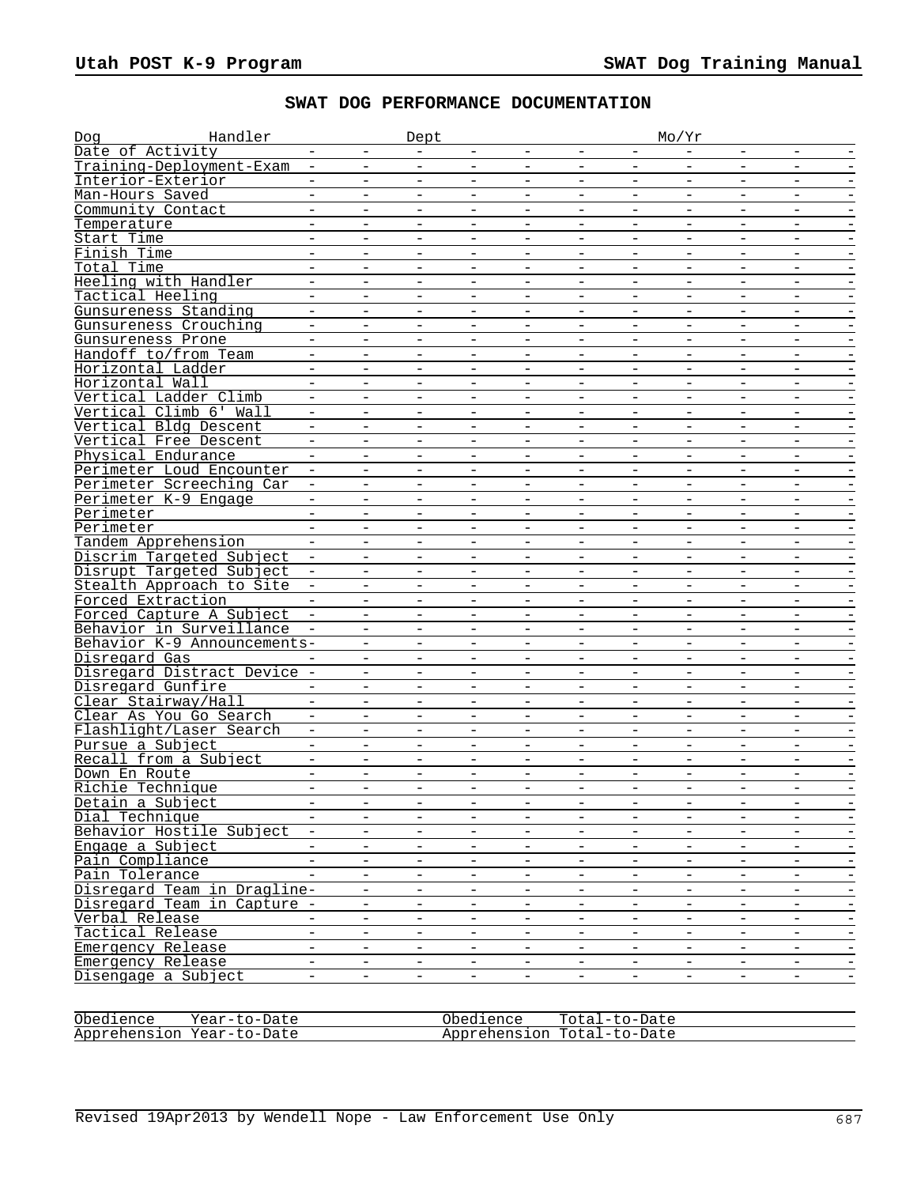## SWAT DOG PERFORMANCE DOCUMENTATION

Dog Handler Dept Mo/Yr

| Item | | | | | | | | | | | |
|---|---|---|---|---|---|---|---|---|---|---|---|
| Date of Activity | - | - | - | - | - | - | - | - | - | - | - |
| Training-Deployment-Exam | - | - | - | - | - | - | - | - | - | - | - |
| Interior-Exterior | - | - | - | - | - | - | - | - | - | - | - |
| Man-Hours Saved | - | - | - | - | - | - | - | - | - | - | - |
| Community Contact | - | - | - | - | - | - | - | - | - | - | - |
| Temperature | - | - | - | - | - | - | - | - | - | - | - |
| Start Time | - | - | - | - | - | - | - | - | - | - | - |
| Finish Time | - | - | - | - | - | - | - | - | - | - | - |
| Total Time | - | - | - | - | - | - | - | - | - | - | - |
| Heeling with Handler | - | - | - | - | - | - | - | - | - | - | - |
| Tactical Heeling | - | - | - | - | - | - | - | - | - | - | - |
| Gunsureness Standing | - | - | - | - | - | - | - | - | - | - | - |
| Gunsureness Crouching | - | - | - | - | - | - | - | - | - | - | - |
| Gunsureness Prone | - | - | - | - | - | - | - | - | - | - | - |
| Handoff to/from Team | - | - | - | - | - | - | - | - | - | - | - |
| Horizontal Ladder | - | - | - | - | - | - | - | - | - | - | - |
| Horizontal Wall | - | - | - | - | - | - | - | - | - | - | - |
| Vertical Ladder Climb | - | - | - | - | - | - | - | - | - | - | - |
| Vertical Climb 6' Wall | - | - | - | - | - | - | - | - | - | - | - |
| Vertical Bldg Descent | - | - | - | - | - | - | - | - | - | - | - |
| Vertical Free Descent | - | - | - | - | - | - | - | - | - | - | - |
| Physical Endurance | - | - | - | - | - | - | - | - | - | - | - |
| Perimeter Loud Encounter | - | - | - | - | - | - | - | - | - | - | - |
| Perimeter Screeching Car | - | - | - | - | - | - | - | - | - | - | - |
| Perimeter K-9 Engage | - | - | - | - | - | - | - | - | - | - | - |
| Perimeter | - | - | - | - | - | - | - | - | - | - | - |
| Perimeter | - | - | - | - | - | - | - | - | - | - | - |
| Tandem Apprehension | - | - | - | - | - | - | - | - | - | - | - |
| Discrim Targeted Subject | - | - | - | - | - | - | - | - | - | - | - |
| Disrupt Targeted Subject | - | - | - | - | - | - | - | - | - | - | - |
| Stealth Approach to Site | - | - | - | - | - | - | - | - | - | - | - |
| Forced Extraction | - | - | - | - | - | - | - | - | - | - | - |
| Forced Capture A Subject | - | - | - | - | - | - | - | - | - | - | - |
| Behavior in Surveillance | - | - | - | - | - | - | - | - | - | - | - |
| Behavior K-9 Announcements | - | - | - | - | - | - | - | - | - | - | - |
| Disregard Gas | - | - | - | - | - | - | - | - | - | - | - |
| Disregard Distract Device | - | - | - | - | - | - | - | - | - | - | - |
| Disregard Gunfire | - | - | - | - | - | - | - | - | - | - | - |
| Clear Stairway/Hall | - | - | - | - | - | - | - | - | - | - | - |
| Clear As You Go Search | - | - | - | - | - | - | - | - | - | - | - |
| Flashlight/Laser Search | - | - | - | - | - | - | - | - | - | - | - |
| Pursue a Subject | - | - | - | - | - | - | - | - | - | - | - |
| Recall from a Subject | - | - | - | - | - | - | - | - | - | - | - |
| Down En Route | - | - | - | - | - | - | - | - | - | - | - |
| Richie Technique | - | - | - | - | - | - | - | - | - | - | - |
| Detain a Subject | - | - | - | - | - | - | - | - | - | - | - |
| Dial Technique | - | - | - | - | - | - | - | - | - | - | - |
| Behavior Hostile Subject | - | - | - | - | - | - | - | - | - | - | - |
| Engage a Subject | - | - | - | - | - | - | - | - | - | - | - |
| Pain Compliance | - | - | - | - | - | - | - | - | - | - | - |
| Pain Tolerance | - | - | - | - | - | - | - | - | - | - | - |
| Disregard Team in Dragline | - | - | - | - | - | - | - | - | - | - | - |
| Disregard Team in Capture | - | - | - | - | - | - | - | - | - | - | - |
| Verbal Release | - | - | - | - | - | - | - | - | - | - | - |
| Tactical Release | - | - | - | - | - | - | - | - | - | - | - |
| Emergency Release | - | - | - | - | - | - | - | - | - | - | - |
| Emergency Release | - | - | - | - | - | - | - | - | - | - | - |
| Disengage a Subject | - | - | - | - | - | - | - | - | - | - | - |

| | |
|---|---|
| Obedience Year-to-Date | Obedience Total-to-Date |
| Apprehension Year-to-Date | Apprehension Total-to-Date |

Revised 19Apr2013 by Wendell Nope - Law Enforcement Use Only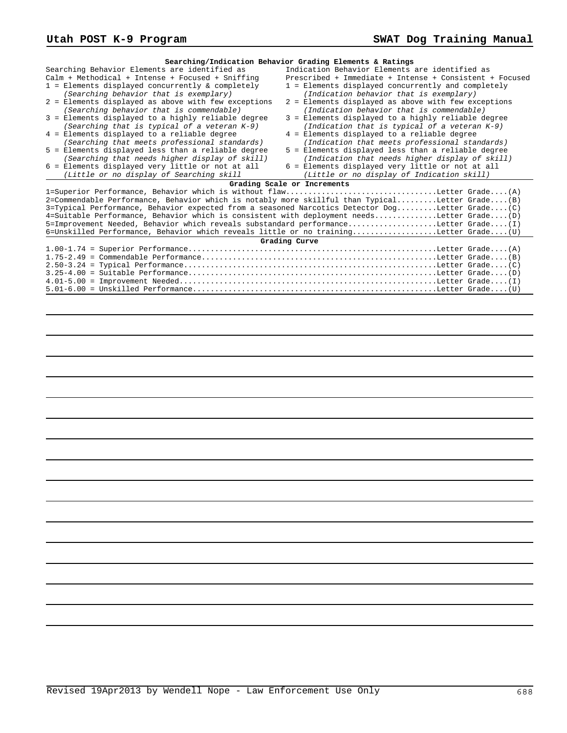**Searching/Indication Behavior Grading Elements & Ratings**

| Searching Behavior Elements are identified as Calm + Methodical + Intense + Focused + Sniffing | Indication Behavior Elements are identified as Prescribed + Immediate + Intense + Consistent + Focused |
|---|---|
| 1 = Elements displayed concurrently & completely *(Searching behavior that is exemplary)* | 1 = Elements displayed concurrently and completely *(Indication behavior that is exemplary)* |
| 2 = Elements displayed as above with few exceptions *(Searching behavior that is commendable)* | 2 = Elements displayed as above with few exceptions *(Indication behavior that is commendable)* |
| 3 = Elements displayed to a highly reliable degree *(Searching that is typical of a veteran K-9)* | 3 = Elements displayed to a highly reliable degree *(Indication that is typical of a veteran K-9)* |
| 4 = Elements displayed to a reliable degree *(Searching that meets professional standards)* | 4 = Elements displayed to a reliable degree *(Indication that meets professional standards)* |
| 5 = Elements displayed less than a reliable degree *(Searching that needs higher display of skill)* | 5 = Elements displayed less than a reliable degree *(Indication that needs higher display of skill)* |
| 6 = Elements displayed very little or not at all *(Little or no display of Searching skill* | 6 = Elements displayed very little or not at all *(Little or no display of Indication skill)* |

**Grading Scale or Increments**

1=Superior Performance, Behavior which is without flaw.................................Letter Grade....(A)
2=Commendable Performance, Behavior which is notably more skillful than Typical.........Letter Grade....(B)
3=Typical Performance, Behavior expected from a seasoned Narcotics Detector Dog.........Letter Grade....(C)
4=Suitable Performance, Behavior which is consistent with deployment needs.............Letter Grade....(D)
5=Improvement Needed, Behavior which reveals substandard performance....................Letter Grade....(I)
6=Unskilled Performance, Behavior which reveals little or no training...................Letter Grade....(U)

**Grading Curve**

1.00-1.74 = Superior Performance......................................................Letter Grade....(A)
1.75-2.49 = Commendable Performance...................................................Letter Grade....(B)
2.50-3.24 = Typical Performance.......................................................Letter Grade....(C)
3.25-4.00 = Suitable Performance......................................................Letter Grade....(D)
4.01-5.00 = Improvement Needed........................................................Letter Grade....(I)
5.01-6.00 = Unskilled Performance.....................................................Letter Grade....(U)